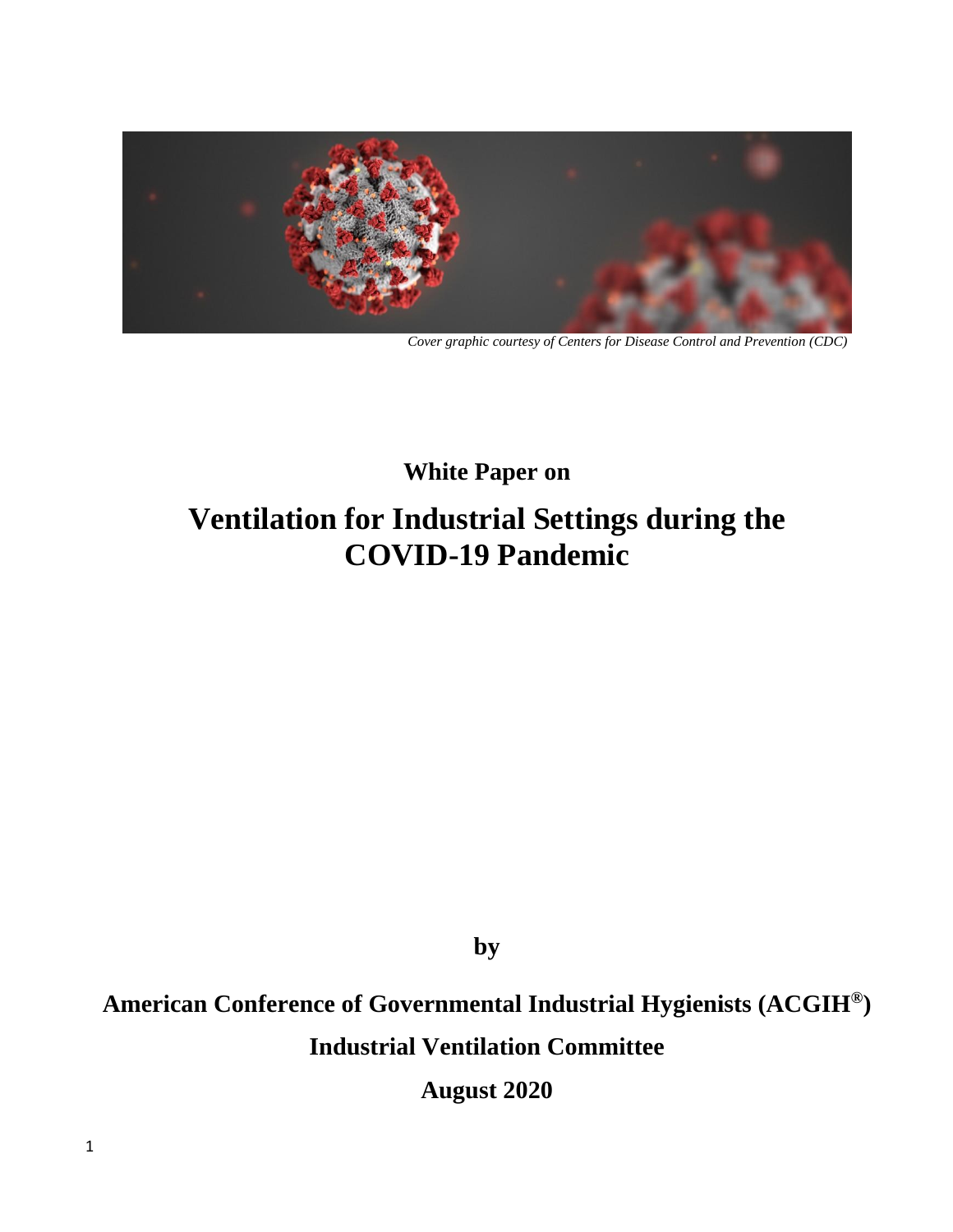*Cover graphic courtesy of Centers for Disease Control and Prevention (CDC)*

**White Paper on**

# Ventilation for Industrial Settings during the COVID-19 Pandemic

**by**

**American Conference of Governmental Industrial Hygienists (ACGIH®)**

**Industrial Ventilation Committee**

**August 2020**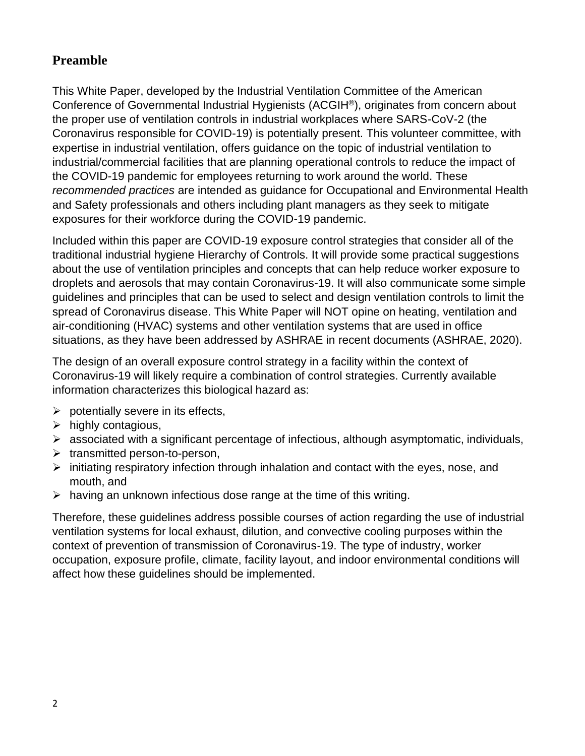## Preamble

This White Paper, developed by the Industrial Ventilation Committee of the American Conference of Governmental Industrial Hygienists (ACGIH®), originates from concern about the proper use of ventilation controls in industrial workplaces where SARS-CoV-2 (the Coronavirus responsible for COVID-19) is potentially present. This volunteer committee, with expertise in industrial ventilation, offers guidance on the topic of industrial ventilation to industrial/commercial facilities that are planning operational controls to reduce the impact of the COVID-19 pandemic for employees returning to work around the world. These *recommended practices* are intended as guidance for Occupational and Environmental Health and Safety professionals and others including plant managers as they seek to mitigate exposures for their workforce during the COVID-19 pandemic.

Included within this paper are COVID-19 exposure control strategies that consider all of the traditional industrial hygiene Hierarchy of Controls. It will provide some practical suggestions about the use of ventilation principles and concepts that can help reduce worker exposure to droplets and aerosols that may contain Coronavirus-19. It will also communicate some simple guidelines and principles that can be used to select and design ventilation controls to limit the spread of Coronavirus disease. This White Paper will NOT opine on heating, ventilation and air-conditioning (HVAC) systems and other ventilation systems that are used in office situations, as they have been addressed by ASHRAE in recent documents (ASHRAE, 2020).

The design of an overall exposure control strategy in a facility within the context of Coronavirus-19 will likely require a combination of control strategies. Currently available information characterizes this biological hazard as:

- potentially severe in its effects,
- highly contagious,
- associated with a significant percentage of infectious, although asymptomatic, individuals,
- transmitted person-to-person,
- initiating respiratory infection through inhalation and contact with the eyes, nose, and mouth, and
- having an unknown infectious dose range at the time of this writing.

Therefore, these guidelines address possible courses of action regarding the use of industrial ventilation systems for local exhaust, dilution, and convective cooling purposes within the context of prevention of transmission of Coronavirus-19. The type of industry, worker occupation, exposure profile, climate, facility layout, and indoor environmental conditions will affect how these guidelines should be implemented.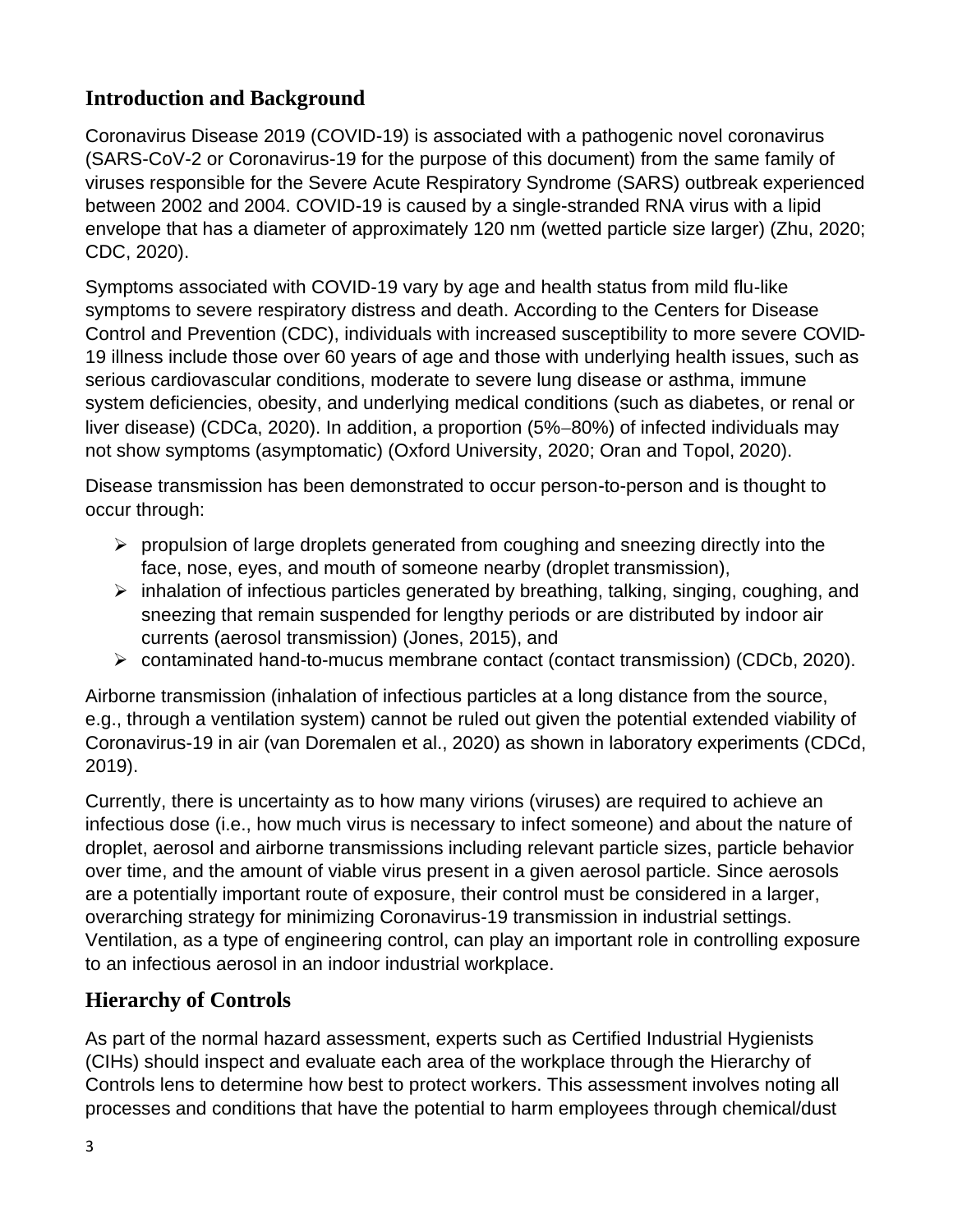## Introduction and Background

Coronavirus Disease 2019 (COVID-19) is associated with a pathogenic novel coronavirus (SARS-CoV-2 or Coronavirus-19 for the purpose of this document) from the same family of viruses responsible for the Severe Acute Respiratory Syndrome (SARS) outbreak experienced between 2002 and 2004. COVID-19 is caused by a single-stranded RNA virus with a lipid envelope that has a diameter of approximately 120 nm (wetted particle size larger) (Zhu, 2020; CDC, 2020).

Symptoms associated with COVID-19 vary by age and health status from mild flu-like symptoms to severe respiratory distress and death. According to the Centers for Disease Control and Prevention (CDC), individuals with increased susceptibility to more severe COVID-19 illness include those over 60 years of age and those with underlying health issues, such as serious cardiovascular conditions, moderate to severe lung disease or asthma, immune system deficiencies, obesity, and underlying medical conditions (such as diabetes, or renal or liver disease) (CDCa, 2020). In addition, a proportion (5%–80%) of infected individuals may not show symptoms (asymptomatic) (Oxford University, 2020; Oran and Topol, 2020).

Disease transmission has been demonstrated to occur person-to-person and is thought to occur through:

- propulsion of large droplets generated from coughing and sneezing directly into the face, nose, eyes, and mouth of someone nearby (droplet transmission),
- inhalation of infectious particles generated by breathing, talking, singing, coughing, and sneezing that remain suspended for lengthy periods or are distributed by indoor air currents (aerosol transmission) (Jones, 2015), and
- contaminated hand-to-mucus membrane contact (contact transmission) (CDCb, 2020).

Airborne transmission (inhalation of infectious particles at a long distance from the source, e.g., through a ventilation system) cannot be ruled out given the potential extended viability of Coronavirus-19 in air (van Doremalen et al., 2020) as shown in laboratory experiments (CDCd, 2019).

Currently, there is uncertainty as to how many virions (viruses) are required to achieve an infectious dose (i.e., how much virus is necessary to infect someone) and about the nature of droplet, aerosol and airborne transmissions including relevant particle sizes, particle behavior over time, and the amount of viable virus present in a given aerosol particle. Since aerosols are a potentially important route of exposure, their control must be considered in a larger, overarching strategy for minimizing Coronavirus-19 transmission in industrial settings. Ventilation, as a type of engineering control, can play an important role in controlling exposure to an infectious aerosol in an indoor industrial workplace.

## Hierarchy of Controls

As part of the normal hazard assessment, experts such as Certified Industrial Hygienists (CIHs) should inspect and evaluate each area of the workplace through the Hierarchy of Controls lens to determine how best to protect workers. This assessment involves noting all processes and conditions that have the potential to harm employees through chemical/dust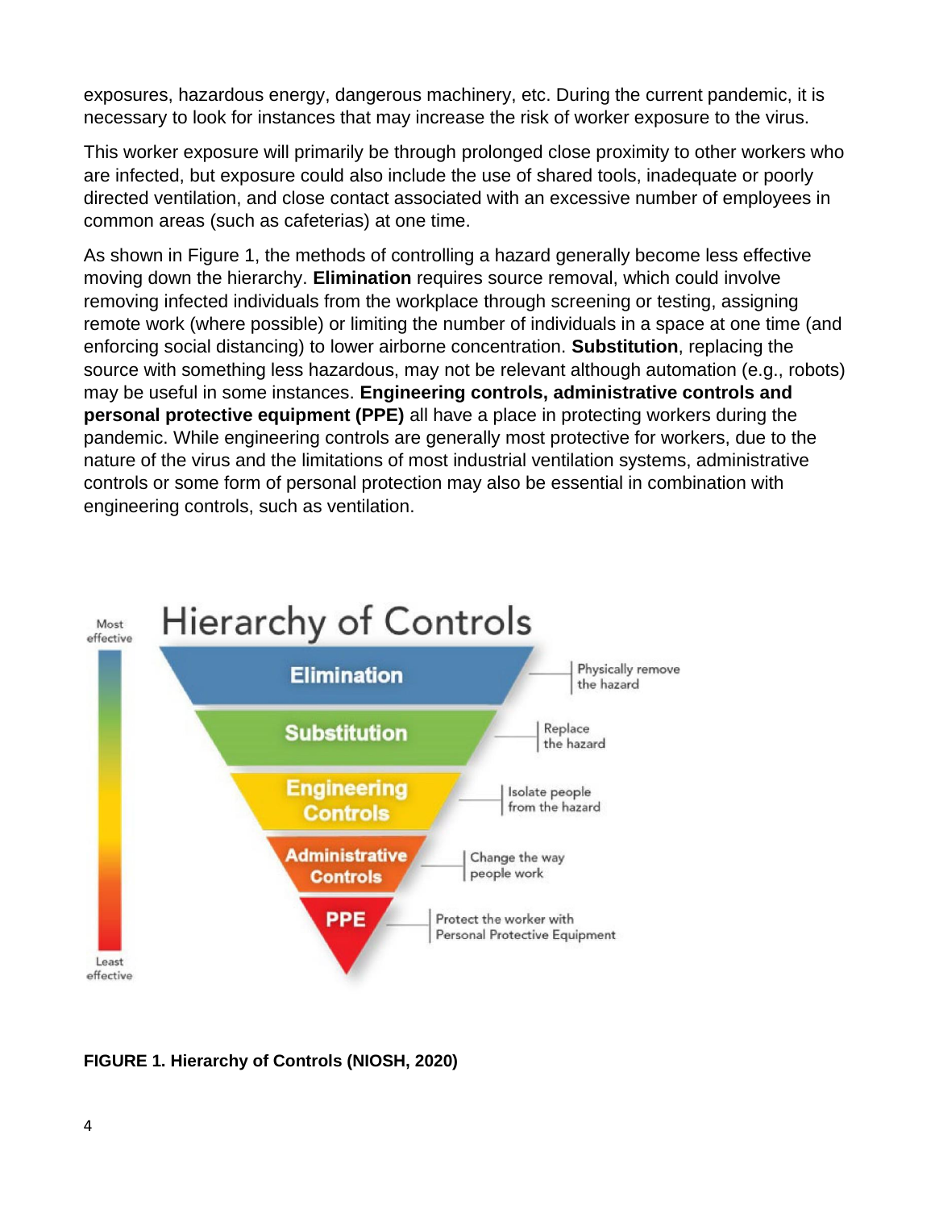exposures, hazardous energy, dangerous machinery, etc. During the current pandemic, it is necessary to look for instances that may increase the risk of worker exposure to the virus.

This worker exposure will primarily be through prolonged close proximity to other workers who are infected, but exposure could also include the use of shared tools, inadequate or poorly directed ventilation, and close contact associated with an excessive number of employees in common areas (such as cafeterias) at one time.

As shown in Figure 1, the methods of controlling a hazard generally become less effective moving down the hierarchy. **Elimination** requires source removal, which could involve removing infected individuals from the workplace through screening or testing, assigning remote work (where possible) or limiting the number of individuals in a space at one time (and enforcing social distancing) to lower airborne concentration. **Substitution**, replacing the source with something less hazardous, may not be relevant although automation (e.g., robots) may be useful in some instances. **Engineering controls, administrative controls and personal protective equipment (PPE)** all have a place in protecting workers during the pandemic. While engineering controls are generally most protective for workers, due to the nature of the virus and the limitations of most industrial ventilation systems, administrative controls or some form of personal protection may also be essential in combination with engineering controls, such as ventilation.

**FIGURE 1. Hierarchy of Controls (NIOSH, 2020)**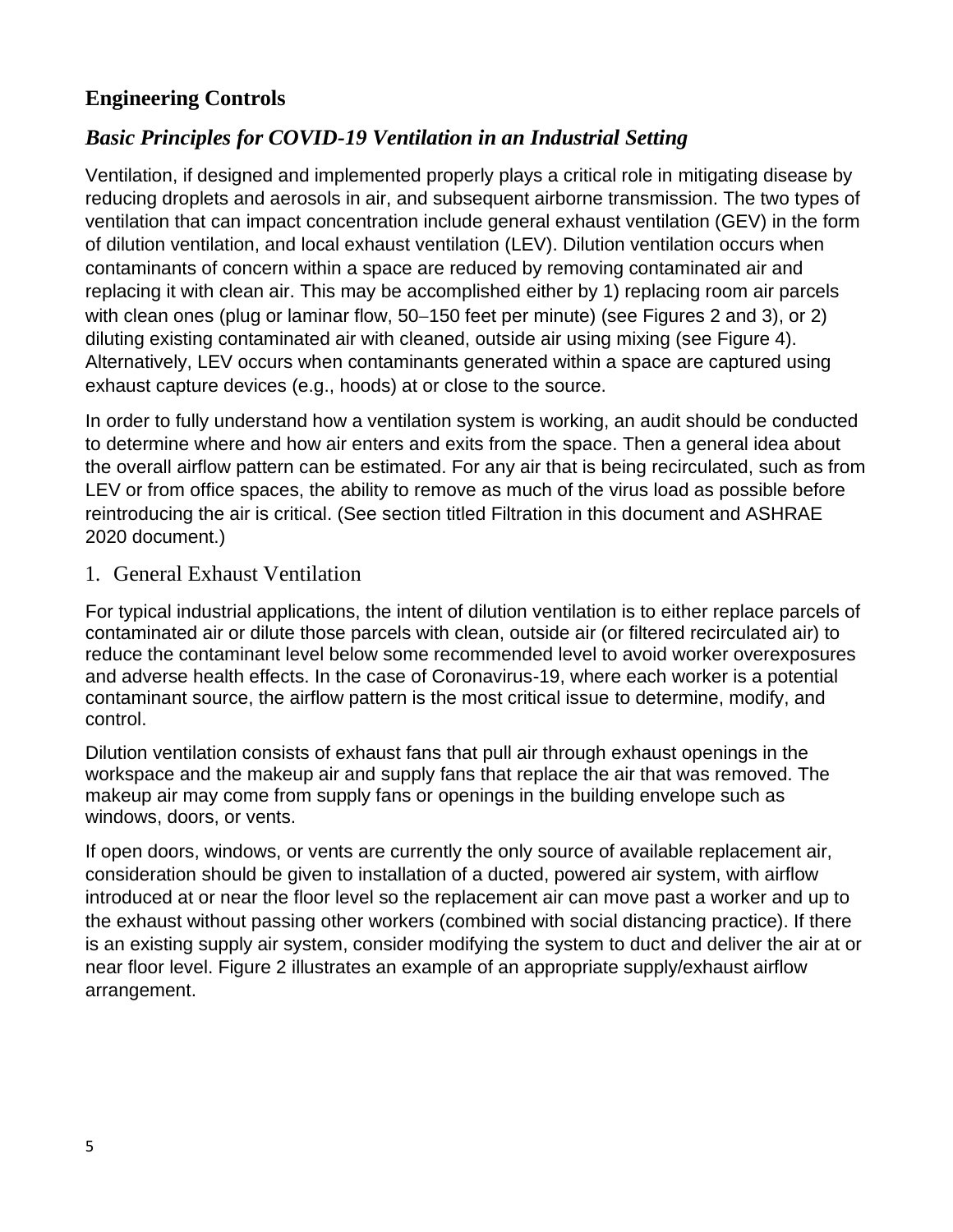## Engineering Controls

### *Basic Principles for COVID-19 Ventilation in an Industrial Setting*

Ventilation, if designed and implemented properly plays a critical role in mitigating disease by reducing droplets and aerosols in air, and subsequent airborne transmission. The two types of ventilation that can impact concentration include general exhaust ventilation (GEV) in the form of dilution ventilation, and local exhaust ventilation (LEV). Dilution ventilation occurs when contaminants of concern within a space are reduced by removing contaminated air and replacing it with clean air. This may be accomplished either by 1) replacing room air parcels with clean ones (plug or laminar flow, 50–150 feet per minute) (see Figures 2 and 3), or 2) diluting existing contaminated air with cleaned, outside air using mixing (see Figure 4). Alternatively, LEV occurs when contaminants generated within a space are captured using exhaust capture devices (e.g., hoods) at or close to the source.

In order to fully understand how a ventilation system is working, an audit should be conducted to determine where and how air enters and exits from the space. Then a general idea about the overall airflow pattern can be estimated. For any air that is being recirculated, such as from LEV or from office spaces, the ability to remove as much of the virus load as possible before reintroducing the air is critical. (See section titled Filtration in this document and ASHRAE 2020 document.)

1. General Exhaust Ventilation

For typical industrial applications, the intent of dilution ventilation is to either replace parcels of contaminated air or dilute those parcels with clean, outside air (or filtered recirculated air) to reduce the contaminant level below some recommended level to avoid worker overexposures and adverse health effects. In the case of Coronavirus-19, where each worker is a potential contaminant source, the airflow pattern is the most critical issue to determine, modify, and control.

Dilution ventilation consists of exhaust fans that pull air through exhaust openings in the workspace and the makeup air and supply fans that replace the air that was removed. The makeup air may come from supply fans or openings in the building envelope such as windows, doors, or vents.

If open doors, windows, or vents are currently the only source of available replacement air, consideration should be given to installation of a ducted, powered air system, with airflow introduced at or near the floor level so the replacement air can move past a worker and up to the exhaust without passing other workers (combined with social distancing practice). If there is an existing supply air system, consider modifying the system to duct and deliver the air at or near floor level. Figure 2 illustrates an example of an appropriate supply/exhaust airflow arrangement.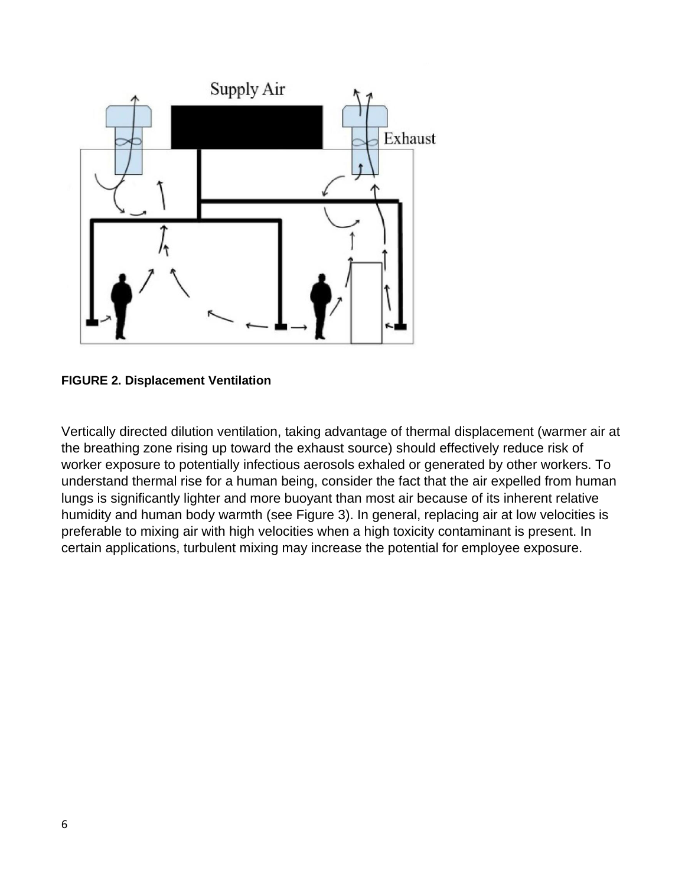**FIGURE 2. Displacement Ventilation**

Vertically directed dilution ventilation, taking advantage of thermal displacement (warmer air at the breathing zone rising up toward the exhaust source) should effectively reduce risk of worker exposure to potentially infectious aerosols exhaled or generated by other workers. To understand thermal rise for a human being, consider the fact that the air expelled from human lungs is significantly lighter and more buoyant than most air because of its inherent relative humidity and human body warmth (see Figure 3). In general, replacing air at low velocities is preferable to mixing air with high velocities when a high toxicity contaminant is present. In certain applications, turbulent mixing may increase the potential for employee exposure.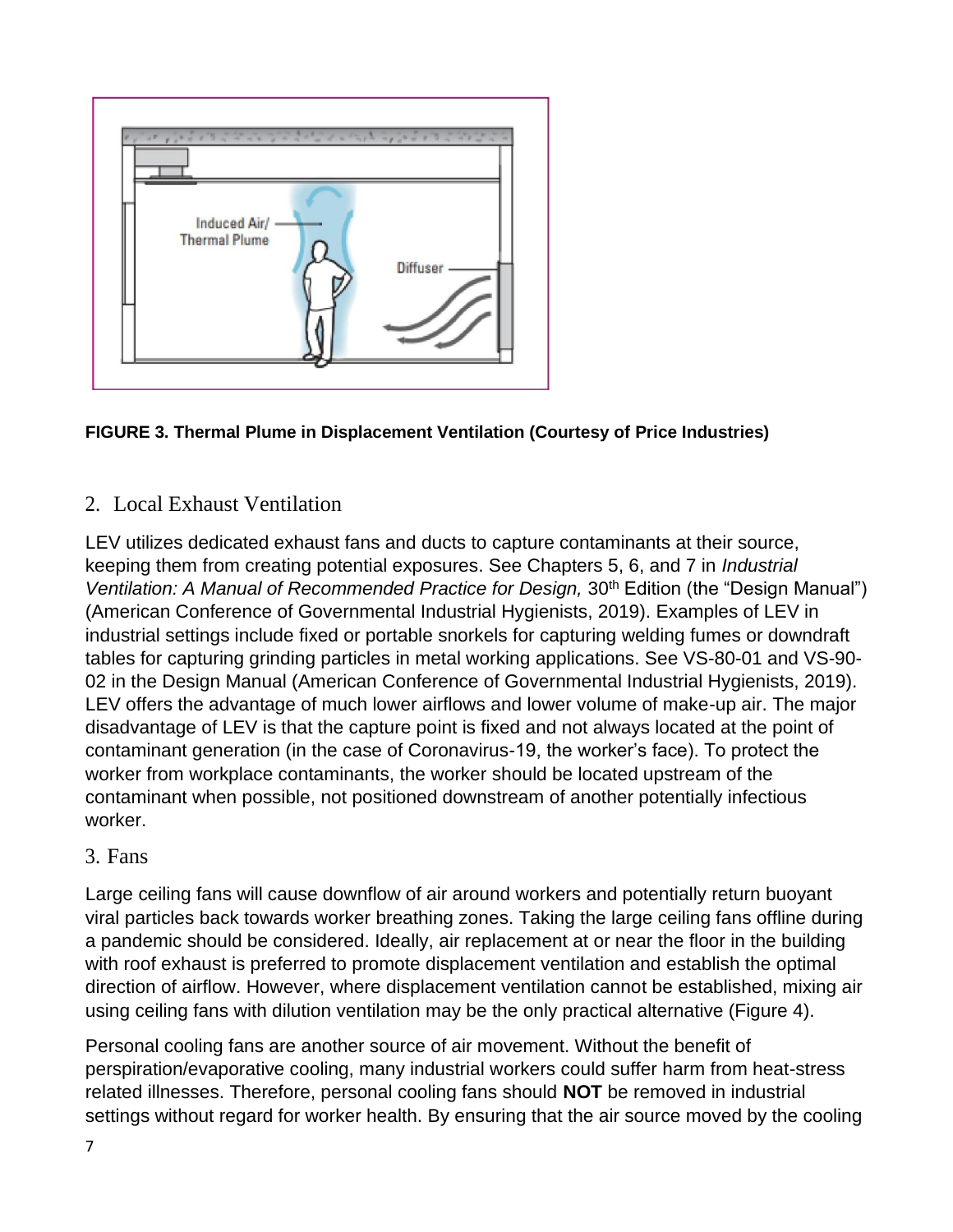**FIGURE 3. Thermal Plume in Displacement Ventilation (Courtesy of Price Industries)**

## 2. Local Exhaust Ventilation

LEV utilizes dedicated exhaust fans and ducts to capture contaminants at their source, keeping them from creating potential exposures. See Chapters 5, 6, and 7 in *Industrial Ventilation: A Manual of Recommended Practice for Design,* 30th Edition (the "Design Manual") (American Conference of Governmental Industrial Hygienists, 2019). Examples of LEV in industrial settings include fixed or portable snorkels for capturing welding fumes or downdraft tables for capturing grinding particles in metal working applications. See VS-80-01 and VS-90-02 in the Design Manual (American Conference of Governmental Industrial Hygienists, 2019). LEV offers the advantage of much lower airflows and lower volume of make-up air. The major disadvantage of LEV is that the capture point is fixed and not always located at the point of contaminant generation (in the case of Coronavirus-19, the worker's face). To protect the worker from workplace contaminants, the worker should be located upstream of the contaminant when possible, not positioned downstream of another potentially infectious worker.

## 3. Fans

Large ceiling fans will cause downflow of air around workers and potentially return buoyant viral particles back towards worker breathing zones. Taking the large ceiling fans offline during a pandemic should be considered. Ideally, air replacement at or near the floor in the building with roof exhaust is preferred to promote displacement ventilation and establish the optimal direction of airflow. However, where displacement ventilation cannot be established, mixing air using ceiling fans with dilution ventilation may be the only practical alternative (Figure 4).

Personal cooling fans are another source of air movement. Without the benefit of perspiration/evaporative cooling, many industrial workers could suffer harm from heat-stress related illnesses. Therefore, personal cooling fans should **NOT** be removed in industrial settings without regard for worker health. By ensuring that the air source moved by the cooling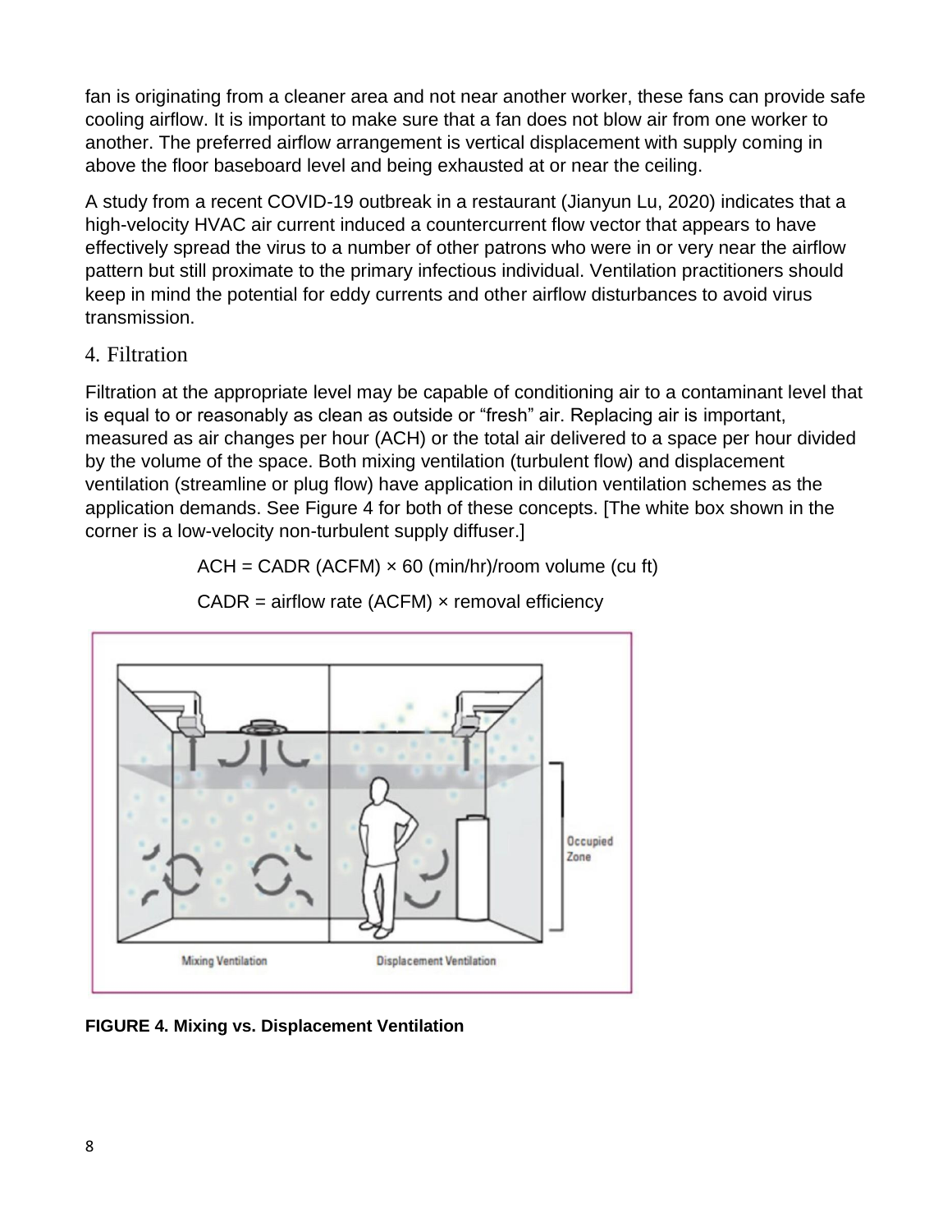fan is originating from a cleaner area and not near another worker, these fans can provide safe cooling airflow. It is important to make sure that a fan does not blow air from one worker to another. The preferred airflow arrangement is vertical displacement with supply coming in above the floor baseboard level and being exhausted at or near the ceiling.

A study from a recent COVID-19 outbreak in a restaurant (Jianyun Lu, 2020) indicates that a high-velocity HVAC air current induced a countercurrent flow vector that appears to have effectively spread the virus to a number of other patrons who were in or very near the airflow pattern but still proximate to the primary infectious individual. Ventilation practitioners should keep in mind the potential for eddy currents and other airflow disturbances to avoid virus transmission.

## 4. Filtration

Filtration at the appropriate level may be capable of conditioning air to a contaminant level that is equal to or reasonably as clean as outside or "fresh" air. Replacing air is important, measured as air changes per hour (ACH) or the total air delivered to a space per hour divided by the volume of the space. Both mixing ventilation (turbulent flow) and displacement ventilation (streamline or plug flow) have application in dilution ventilation schemes as the application demands. See Figure 4 for both of these concepts. [The white box shown in the corner is a low-velocity non-turbulent supply diffuser.]

$$\text{ACH} = \text{CADR (ACFM)} \times 60 \text{ (min/hr)/room volume (cu ft)}$$

$$\text{CADR} = \text{airflow rate (ACFM)} \times \text{removal efficiency}$$

**FIGURE 4. Mixing vs. Displacement Ventilation**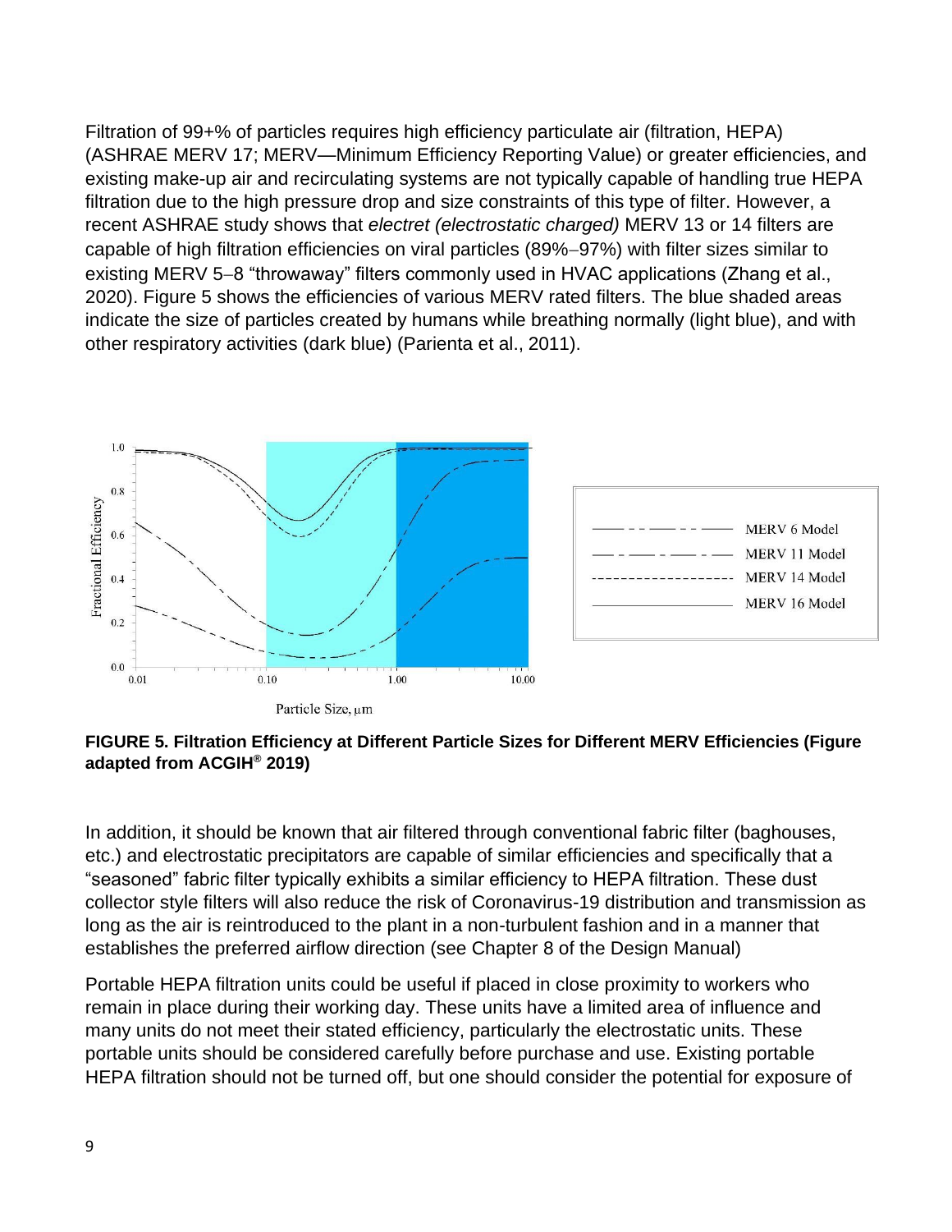Filtration of 99+% of particles requires high efficiency particulate air (filtration, HEPA) (ASHRAE MERV 17; MERV—Minimum Efficiency Reporting Value) or greater efficiencies, and existing make-up air and recirculating systems are not typically capable of handling true HEPA filtration due to the high pressure drop and size constraints of this type of filter. However, a recent ASHRAE study shows that *electret (electrostatic charged)* MERV 13 or 14 filters are capable of high filtration efficiencies on viral particles (89%–97%) with filter sizes similar to existing MERV 5–8 "throwaway" filters commonly used in HVAC applications (Zhang et al., 2020). Figure 5 shows the efficiencies of various MERV rated filters. The blue shaded areas indicate the size of particles created by humans while breathing normally (light blue), and with other respiratory activities (dark blue) (Parienta et al., 2011).

**FIGURE 5. Filtration Efficiency at Different Particle Sizes for Different MERV Efficiencies (Figure adapted from ACGIH® 2019)**

In addition, it should be known that air filtered through conventional fabric filter (baghouses, etc.) and electrostatic precipitators are capable of similar efficiencies and specifically that a "seasoned" fabric filter typically exhibits a similar efficiency to HEPA filtration. These dust collector style filters will also reduce the risk of Coronavirus-19 distribution and transmission as long as the air is reintroduced to the plant in a non-turbulent fashion and in a manner that establishes the preferred airflow direction (see Chapter 8 of the Design Manual)

Portable HEPA filtration units could be useful if placed in close proximity to workers who remain in place during their working day. These units have a limited area of influence and many units do not meet their stated efficiency, particularly the electrostatic units. These portable units should be considered carefully before purchase and use. Existing portable HEPA filtration should not be turned off, but one should consider the potential for exposure of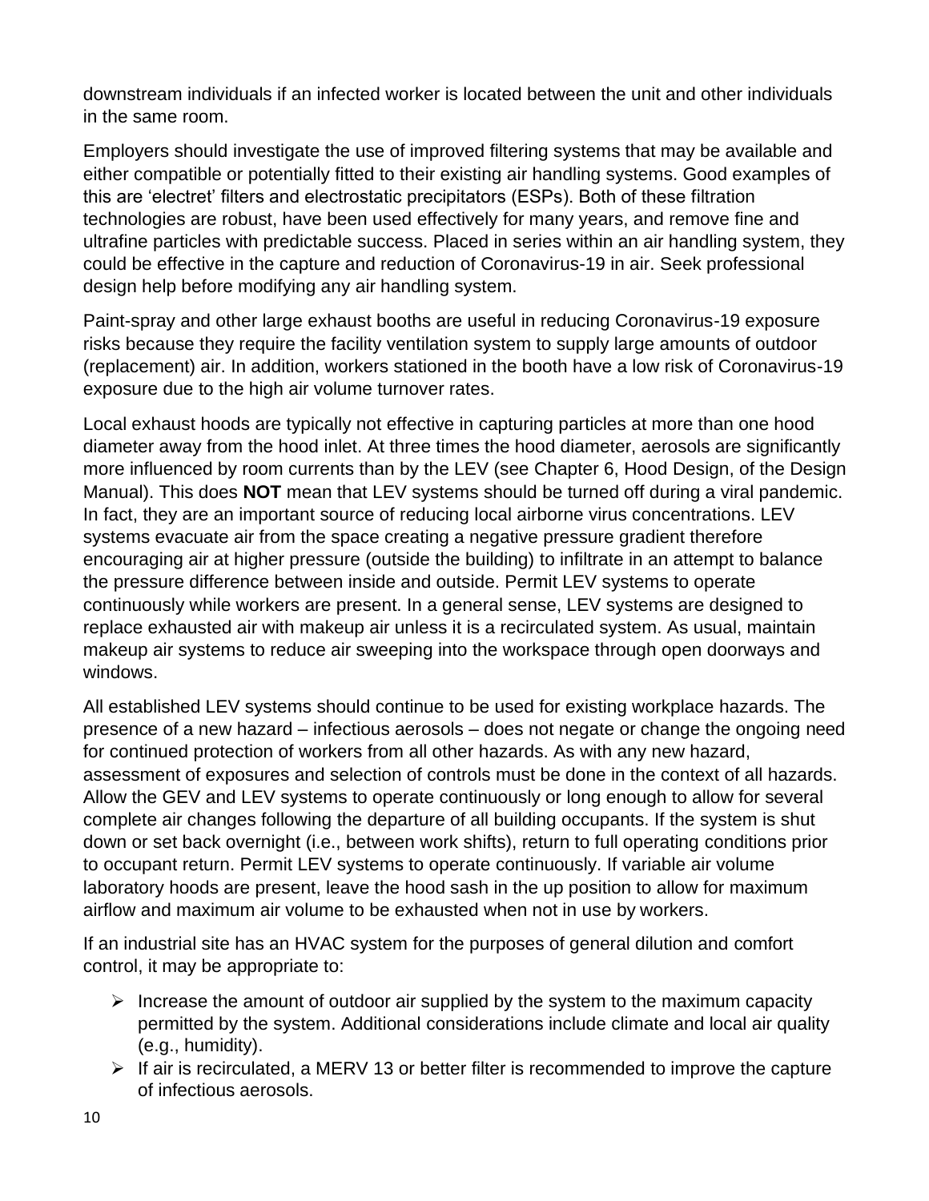downstream individuals if an infected worker is located between the unit and other individuals in the same room.

Employers should investigate the use of improved filtering systems that may be available and either compatible or potentially fitted to their existing air handling systems. Good examples of this are 'electret' filters and electrostatic precipitators (ESPs). Both of these filtration technologies are robust, have been used effectively for many years, and remove fine and ultrafine particles with predictable success. Placed in series within an air handling system, they could be effective in the capture and reduction of Coronavirus-19 in air. Seek professional design help before modifying any air handling system.

Paint-spray and other large exhaust booths are useful in reducing Coronavirus-19 exposure risks because they require the facility ventilation system to supply large amounts of outdoor (replacement) air. In addition, workers stationed in the booth have a low risk of Coronavirus-19 exposure due to the high air volume turnover rates.

Local exhaust hoods are typically not effective in capturing particles at more than one hood diameter away from the hood inlet. At three times the hood diameter, aerosols are significantly more influenced by room currents than by the LEV (see Chapter 6, Hood Design, of the Design Manual). This does **NOT** mean that LEV systems should be turned off during a viral pandemic. In fact, they are an important source of reducing local airborne virus concentrations. LEV systems evacuate air from the space creating a negative pressure gradient therefore encouraging air at higher pressure (outside the building) to infiltrate in an attempt to balance the pressure difference between inside and outside. Permit LEV systems to operate continuously while workers are present. In a general sense, LEV systems are designed to replace exhausted air with makeup air unless it is a recirculated system. As usual, maintain makeup air systems to reduce air sweeping into the workspace through open doorways and windows.

All established LEV systems should continue to be used for existing workplace hazards. The presence of a new hazard – infectious aerosols – does not negate or change the ongoing need for continued protection of workers from all other hazards. As with any new hazard, assessment of exposures and selection of controls must be done in the context of all hazards. Allow the GEV and LEV systems to operate continuously or long enough to allow for several complete air changes following the departure of all building occupants. If the system is shut down or set back overnight (i.e., between work shifts), return to full operating conditions prior to occupant return. Permit LEV systems to operate continuously. If variable air volume laboratory hoods are present, leave the hood sash in the up position to allow for maximum airflow and maximum air volume to be exhausted when not in use by workers.

If an industrial site has an HVAC system for the purposes of general dilution and comfort control, it may be appropriate to:

- Increase the amount of outdoor air supplied by the system to the maximum capacity permitted by the system. Additional considerations include climate and local air quality (e.g., humidity).
- If air is recirculated, a MERV 13 or better filter is recommended to improve the capture of infectious aerosols.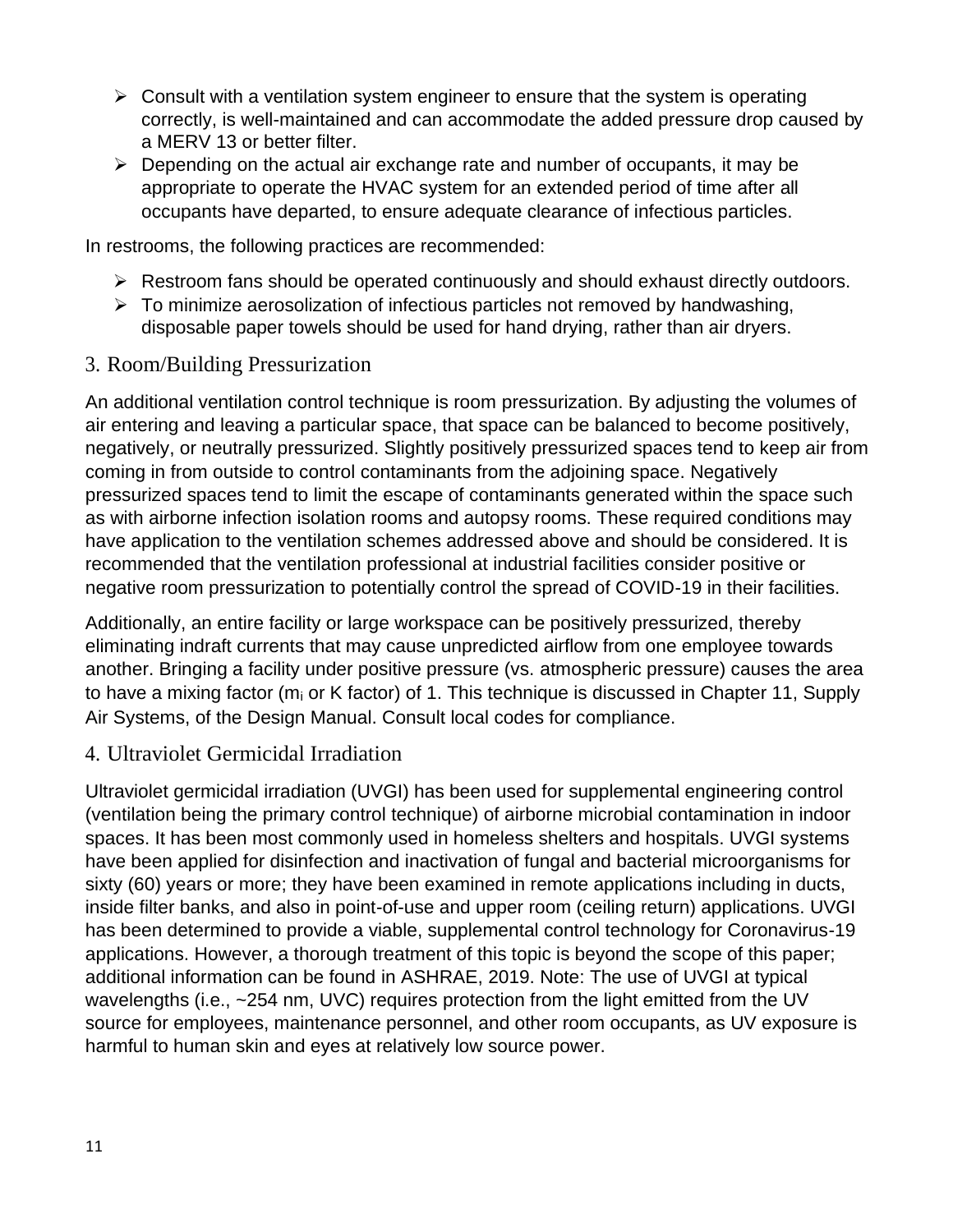- Consult with a ventilation system engineer to ensure that the system is operating correctly, is well-maintained and can accommodate the added pressure drop caused by a MERV 13 or better filter.
- Depending on the actual air exchange rate and number of occupants, it may be appropriate to operate the HVAC system for an extended period of time after all occupants have departed, to ensure adequate clearance of infectious particles.

In restrooms, the following practices are recommended:

- Restroom fans should be operated continuously and should exhaust directly outdoors.
- To minimize aerosolization of infectious particles not removed by handwashing, disposable paper towels should be used for hand drying, rather than air dryers.

## 3. Room/Building Pressurization

An additional ventilation control technique is room pressurization. By adjusting the volumes of air entering and leaving a particular space, that space can be balanced to become positively, negatively, or neutrally pressurized. Slightly positively pressurized spaces tend to keep air from coming in from outside to control contaminants from the adjoining space. Negatively pressurized spaces tend to limit the escape of contaminants generated within the space such as with airborne infection isolation rooms and autopsy rooms. These required conditions may have application to the ventilation schemes addressed above and should be considered. It is recommended that the ventilation professional at industrial facilities consider positive or negative room pressurization to potentially control the spread of COVID-19 in their facilities.

Additionally, an entire facility or large workspace can be positively pressurized, thereby eliminating indraft currents that may cause unpredicted airflow from one employee towards another. Bringing a facility under positive pressure (vs. atmospheric pressure) causes the area to have a mixing factor ($m_i$ or K factor) of 1. This technique is discussed in Chapter 11, Supply Air Systems, of the Design Manual. Consult local codes for compliance.

## 4. Ultraviolet Germicidal Irradiation

Ultraviolet germicidal irradiation (UVGI) has been used for supplemental engineering control (ventilation being the primary control technique) of airborne microbial contamination in indoor spaces. It has been most commonly used in homeless shelters and hospitals. UVGI systems have been applied for disinfection and inactivation of fungal and bacterial microorganisms for sixty (60) years or more; they have been examined in remote applications including in ducts, inside filter banks, and also in point-of-use and upper room (ceiling return) applications. UVGI has been determined to provide a viable, supplemental control technology for Coronavirus-19 applications. However, a thorough treatment of this topic is beyond the scope of this paper; additional information can be found in ASHRAE, 2019. Note: The use of UVGI at typical wavelengths (i.e., ~254 nm, UVC) requires protection from the light emitted from the UV source for employees, maintenance personnel, and other room occupants, as UV exposure is harmful to human skin and eyes at relatively low source power.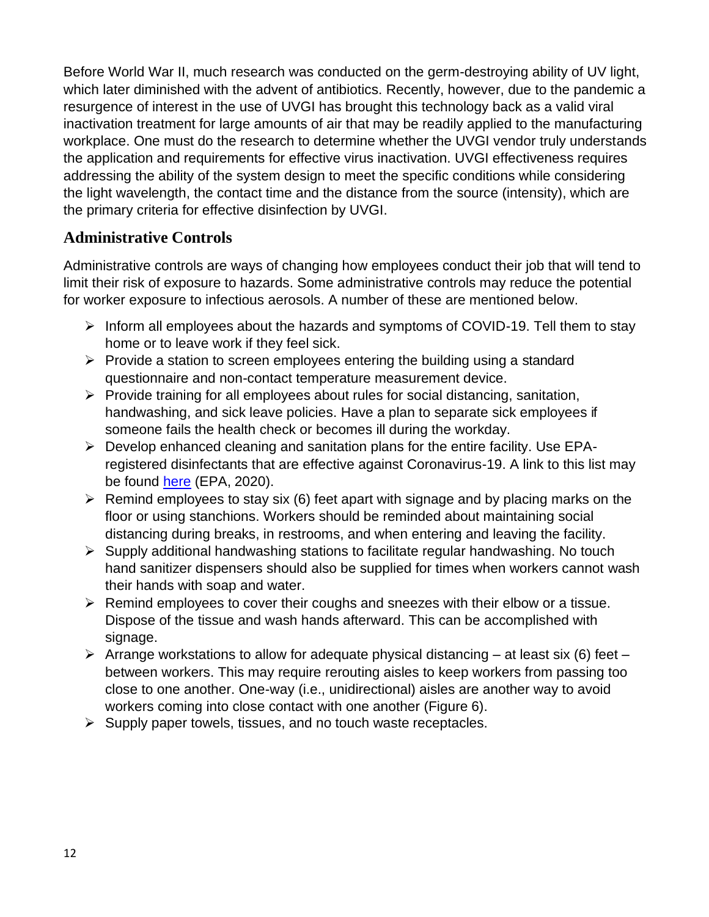Before World War II, much research was conducted on the germ-destroying ability of UV light, which later diminished with the advent of antibiotics. Recently, however, due to the pandemic a resurgence of interest in the use of UVGI has brought this technology back as a valid viral inactivation treatment for large amounts of air that may be readily applied to the manufacturing workplace. One must do the research to determine whether the UVGI vendor truly understands the application and requirements for effective virus inactivation. UVGI effectiveness requires addressing the ability of the system design to meet the specific conditions while considering the light wavelength, the contact time and the distance from the source (intensity), which are the primary criteria for effective disinfection by UVGI.

## Administrative Controls

Administrative controls are ways of changing how employees conduct their job that will tend to limit their risk of exposure to hazards. Some administrative controls may reduce the potential for worker exposure to infectious aerosols. A number of these are mentioned below.

- Inform all employees about the hazards and symptoms of COVID-19. Tell them to stay home or to leave work if they feel sick.
- Provide a station to screen employees entering the building using a standard questionnaire and non-contact temperature measurement device.
- Provide training for all employees about rules for social distancing, sanitation, handwashing, and sick leave policies. Have a plan to separate sick employees if someone fails the health check or becomes ill during the workday.
- Develop enhanced cleaning and sanitation plans for the entire facility. Use EPA-registered disinfectants that are effective against Coronavirus-19. A link to this list may be found here (EPA, 2020).
- Remind employees to stay six (6) feet apart with signage and by placing marks on the floor or using stanchions. Workers should be reminded about maintaining social distancing during breaks, in restrooms, and when entering and leaving the facility.
- Supply additional handwashing stations to facilitate regular handwashing. No touch hand sanitizer dispensers should also be supplied for times when workers cannot wash their hands with soap and water.
- Remind employees to cover their coughs and sneezes with their elbow or a tissue. Dispose of the tissue and wash hands afterward. This can be accomplished with signage.
- Arrange workstations to allow for adequate physical distancing – at least six (6) feet – between workers. This may require rerouting aisles to keep workers from passing too close to one another. One-way (i.e., unidirectional) aisles are another way to avoid workers coming into close contact with one another (Figure 6).
- Supply paper towels, tissues, and no touch waste receptacles.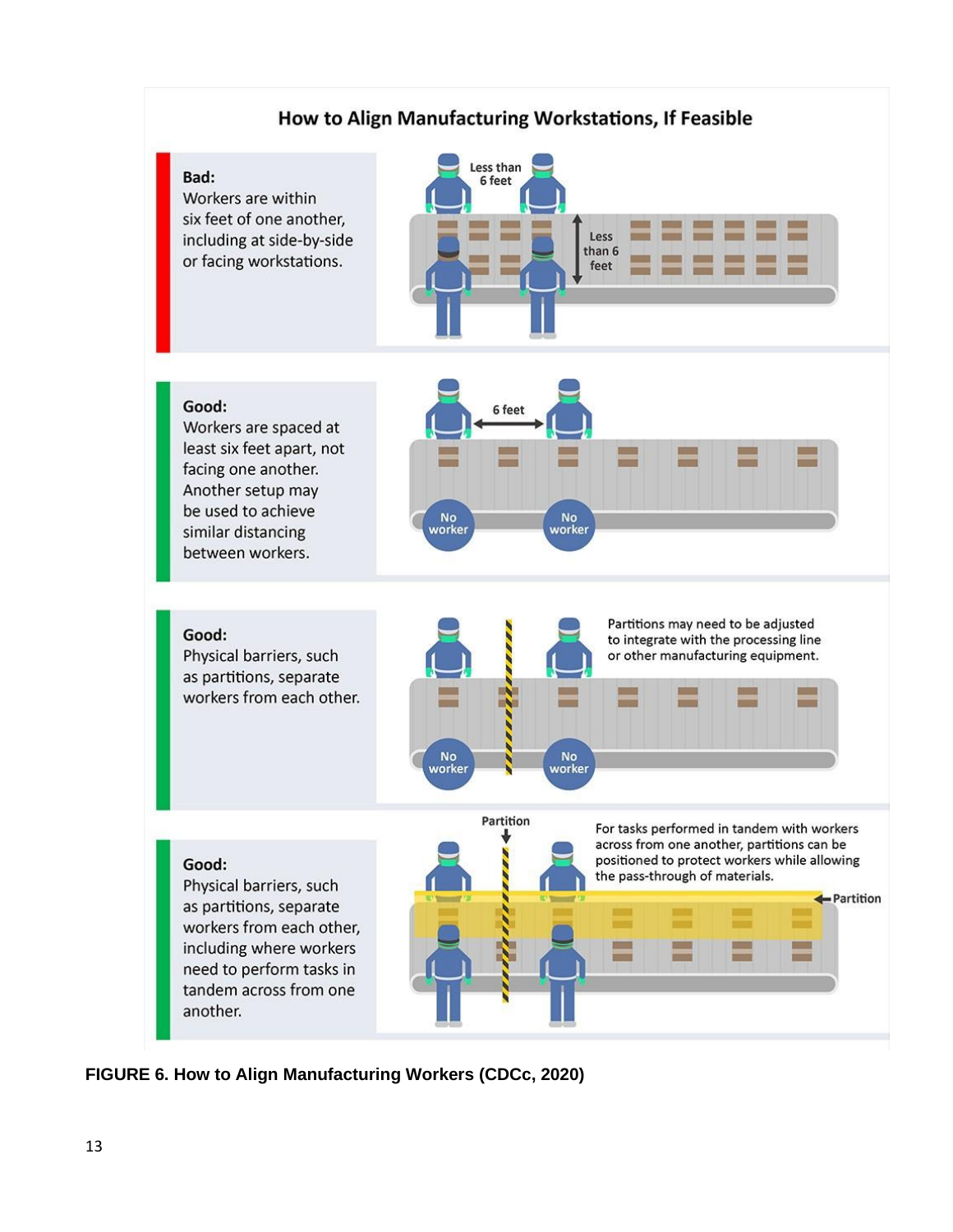## How to Align Manufacturing Workstations, If Feasible

**Bad:**
Workers are within six feet of one another, including at side-by-side or facing workstations.

Less than 6 feet

Less than 6 feet

**Good:**
Workers are spaced at least six feet apart, not facing one another. Another setup may be used to achieve similar distancing between workers.

6 feet

No worker

No worker

**Good:**
Physical barriers, such as partitions, separate workers from each other.

Partitions may need to be adjusted to integrate with the processing line or other manufacturing equipment.

No worker

No worker

**Good:**
Physical barriers, such as partitions, separate workers from each other, including where workers need to perform tasks in tandem across from one another.

Partition

For tasks performed in tandem with workers across from one another, partitions can be positioned to protect workers while allowing the pass-through of materials.

Partition

**FIGURE 6. How to Align Manufacturing Workers (CDCc, 2020)**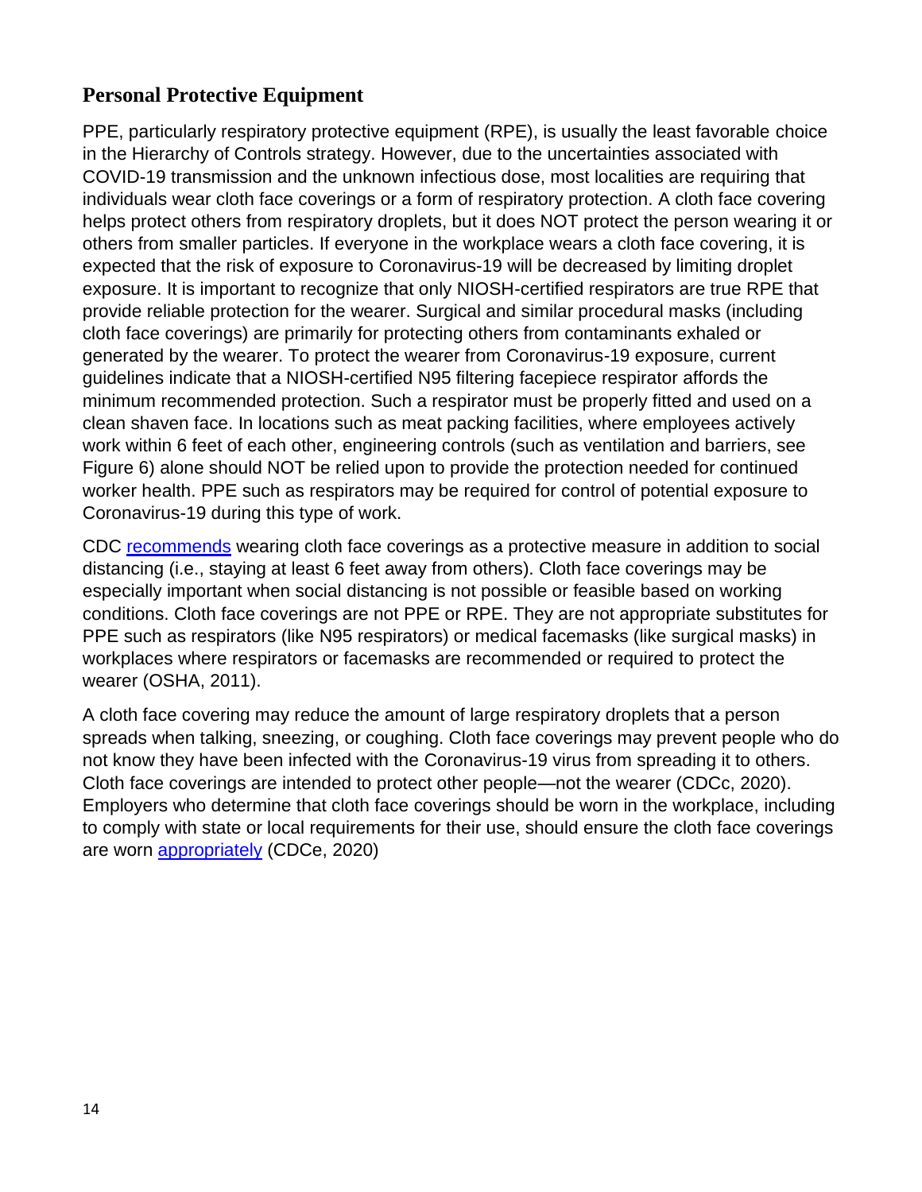## Personal Protective Equipment

PPE, particularly respiratory protective equipment (RPE), is usually the least favorable choice in the Hierarchy of Controls strategy. However, due to the uncertainties associated with COVID-19 transmission and the unknown infectious dose, most localities are requiring that individuals wear cloth face coverings or a form of respiratory protection. A cloth face covering helps protect others from respiratory droplets, but it does NOT protect the person wearing it or others from smaller particles. If everyone in the workplace wears a cloth face covering, it is expected that the risk of exposure to Coronavirus-19 will be decreased by limiting droplet exposure. It is important to recognize that only NIOSH-certified respirators are true RPE that provide reliable protection for the wearer. Surgical and similar procedural masks (including cloth face coverings) are primarily for protecting others from contaminants exhaled or generated by the wearer. To protect the wearer from Coronavirus-19 exposure, current guidelines indicate that a NIOSH-certified N95 filtering facepiece respirator affords the minimum recommended protection. Such a respirator must be properly fitted and used on a clean shaven face. In locations such as meat packing facilities, where employees actively work within 6 feet of each other, engineering controls (such as ventilation and barriers, see Figure 6) alone should NOT be relied upon to provide the protection needed for continued worker health. PPE such as respirators may be required for control of potential exposure to Coronavirus-19 during this type of work.

CDC recommends wearing cloth face coverings as a protective measure in addition to social distancing (i.e., staying at least 6 feet away from others). Cloth face coverings may be especially important when social distancing is not possible or feasible based on working conditions. Cloth face coverings are not PPE or RPE. They are not appropriate substitutes for PPE such as respirators (like N95 respirators) or medical facemasks (like surgical masks) in workplaces where respirators or facemasks are recommended or required to protect the wearer (OSHA, 2011).

A cloth face covering may reduce the amount of large respiratory droplets that a person spreads when talking, sneezing, or coughing. Cloth face coverings may prevent people who do not know they have been infected with the Coronavirus-19 virus from spreading it to others. Cloth face coverings are intended to protect other people—not the wearer (CDCc, 2020). Employers who determine that cloth face coverings should be worn in the workplace, including to comply with state or local requirements for their use, should ensure the cloth face coverings are worn appropriately (CDCe, 2020)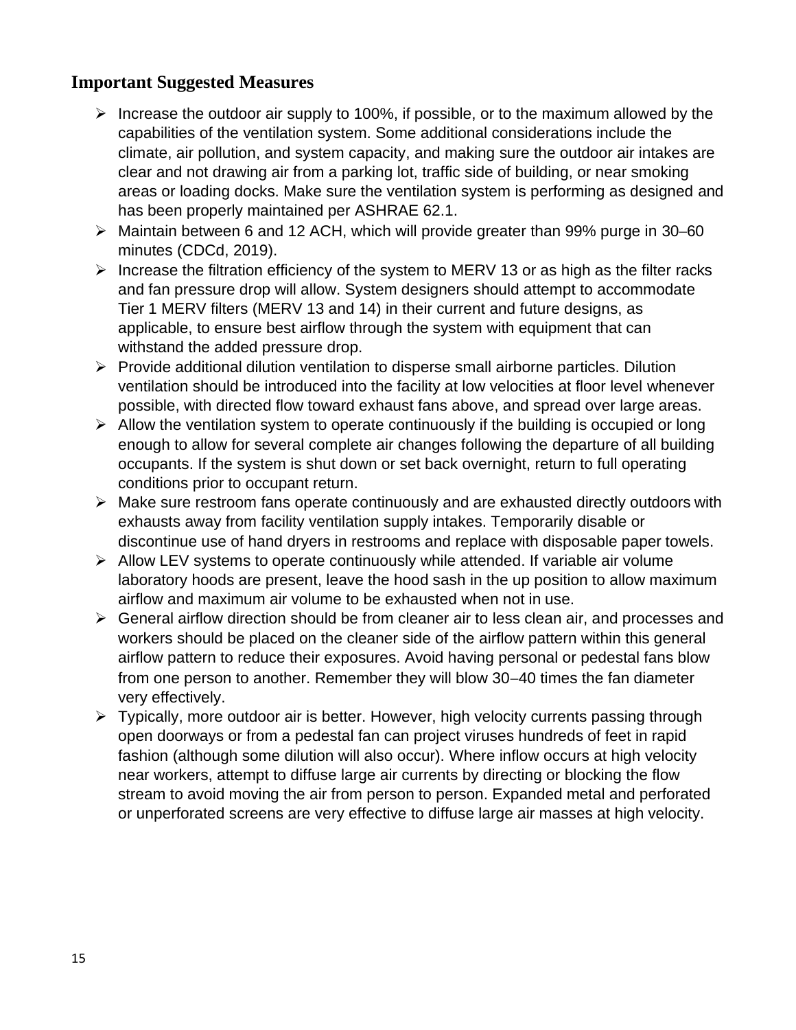## Important Suggested Measures

- Increase the outdoor air supply to 100%, if possible, or to the maximum allowed by the capabilities of the ventilation system. Some additional considerations include the climate, air pollution, and system capacity, and making sure the outdoor air intakes are clear and not drawing air from a parking lot, traffic side of building, or near smoking areas or loading docks. Make sure the ventilation system is performing as designed and has been properly maintained per ASHRAE 62.1.
- Maintain between 6 and 12 ACH, which will provide greater than 99% purge in 30–60 minutes (CDCd, 2019).
- Increase the filtration efficiency of the system to MERV 13 or as high as the filter racks and fan pressure drop will allow. System designers should attempt to accommodate Tier 1 MERV filters (MERV 13 and 14) in their current and future designs, as applicable, to ensure best airflow through the system with equipment that can withstand the added pressure drop.
- Provide additional dilution ventilation to disperse small airborne particles. Dilution ventilation should be introduced into the facility at low velocities at floor level whenever possible, with directed flow toward exhaust fans above, and spread over large areas.
- Allow the ventilation system to operate continuously if the building is occupied or long enough to allow for several complete air changes following the departure of all building occupants. If the system is shut down or set back overnight, return to full operating conditions prior to occupant return.
- Make sure restroom fans operate continuously and are exhausted directly outdoors with exhausts away from facility ventilation supply intakes. Temporarily disable or discontinue use of hand dryers in restrooms and replace with disposable paper towels.
- Allow LEV systems to operate continuously while attended. If variable air volume laboratory hoods are present, leave the hood sash in the up position to allow maximum airflow and maximum air volume to be exhausted when not in use.
- General airflow direction should be from cleaner air to less clean air, and processes and workers should be placed on the cleaner side of the airflow pattern within this general airflow pattern to reduce their exposures. Avoid having personal or pedestal fans blow from one person to another. Remember they will blow 30–40 times the fan diameter very effectively.
- Typically, more outdoor air is better. However, high velocity currents passing through open doorways or from a pedestal fan can project viruses hundreds of feet in rapid fashion (although some dilution will also occur). Where inflow occurs at high velocity near workers, attempt to diffuse large air currents by directing or blocking the flow stream to avoid moving the air from person to person. Expanded metal and perforated or unperforated screens are very effective to diffuse large air masses at high velocity.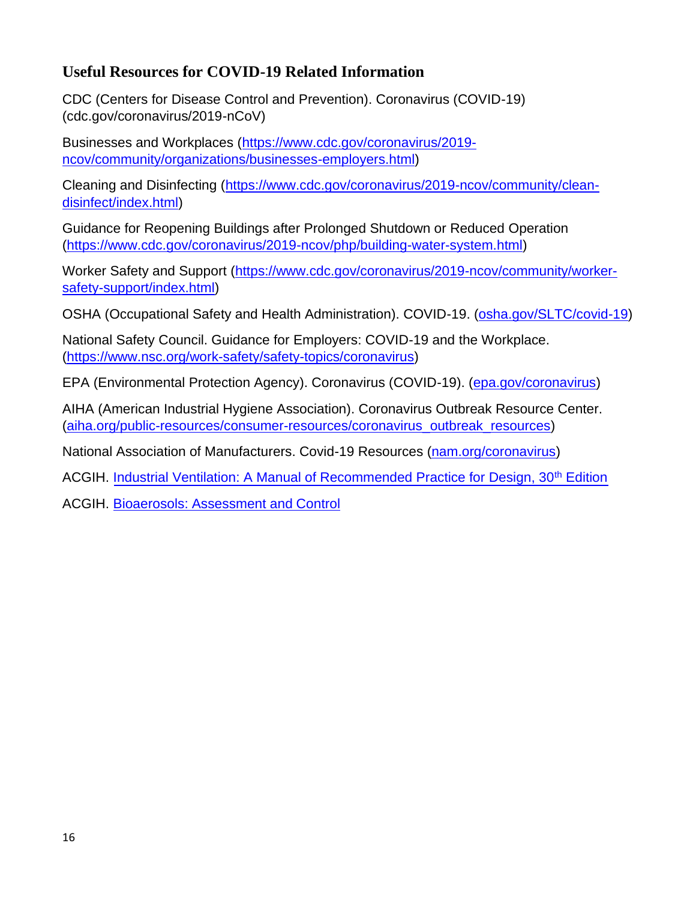## Useful Resources for COVID-19 Related Information

CDC (Centers for Disease Control and Prevention). Coronavirus (COVID-19) (cdc.gov/coronavirus/2019-nCoV)

Businesses and Workplaces (https://www.cdc.gov/coronavirus/2019-ncov/community/organizations/businesses-employers.html)

Cleaning and Disinfecting (https://www.cdc.gov/coronavirus/2019-ncov/community/clean-disinfect/index.html)

Guidance for Reopening Buildings after Prolonged Shutdown or Reduced Operation (https://www.cdc.gov/coronavirus/2019-ncov/php/building-water-system.html)

Worker Safety and Support (https://www.cdc.gov/coronavirus/2019-ncov/community/worker-safety-support/index.html)

OSHA (Occupational Safety and Health Administration). COVID-19. (osha.gov/SLTC/covid-19)

National Safety Council. Guidance for Employers: COVID-19 and the Workplace. (https://www.nsc.org/work-safety/safety-topics/coronavirus)

EPA (Environmental Protection Agency). Coronavirus (COVID-19). (epa.gov/coronavirus)

AIHA (American Industrial Hygiene Association). Coronavirus Outbreak Resource Center. (aiha.org/public-resources/consumer-resources/coronavirus_outbreak_resources)

National Association of Manufacturers. Covid-19 Resources (nam.org/coronavirus)

ACGIH. Industrial Ventilation: A Manual of Recommended Practice for Design, 30th Edition

ACGIH. Bioaerosols: Assessment and Control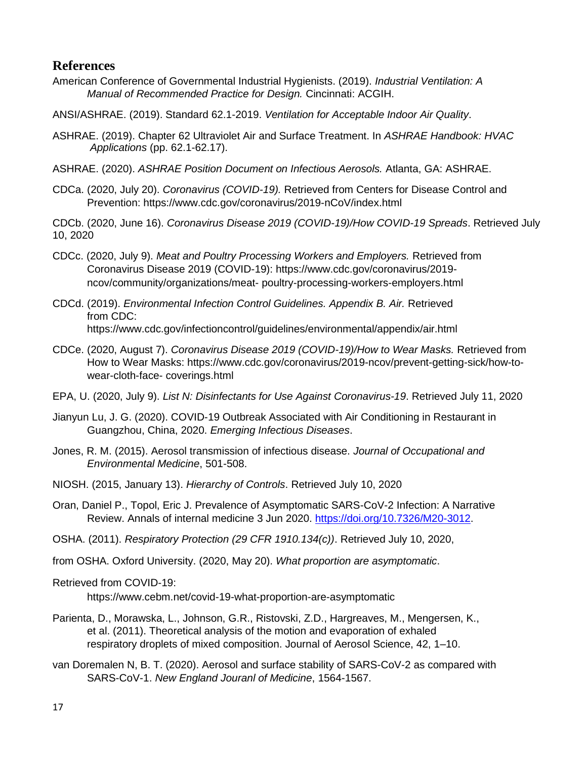## References

American Conference of Governmental Industrial Hygienists. (2019). *Industrial Ventilation: A Manual of Recommended Practice for Design.* Cincinnati: ACGIH.

ANSI/ASHRAE. (2019). Standard 62.1-2019. *Ventilation for Acceptable Indoor Air Quality*.

ASHRAE. (2019). Chapter 62 Ultraviolet Air and Surface Treatment. In *ASHRAE Handbook: HVAC Applications* (pp. 62.1-62.17).

ASHRAE. (2020). *ASHRAE Position Document on Infectious Aerosols.* Atlanta, GA: ASHRAE.

CDCa. (2020, July 20). *Coronavirus (COVID-19).* Retrieved from Centers for Disease Control and Prevention: https://www.cdc.gov/coronavirus/2019-nCoV/index.html

CDCb. (2020, June 16). *Coronavirus Disease 2019 (COVID-19)/How COVID-19 Spreads*. Retrieved July 10, 2020

CDCc. (2020, July 9). *Meat and Poultry Processing Workers and Employers.* Retrieved from Coronavirus Disease 2019 (COVID-19): https://www.cdc.gov/coronavirus/2019-ncov/community/organizations/meat- poultry-processing-workers-employers.html

CDCd. (2019). *Environmental Infection Control Guidelines. Appendix B. Air.* Retrieved from CDC: https://www.cdc.gov/infectioncontrol/guidelines/environmental/appendix/air.html

CDCe. (2020, August 7). *Coronavirus Disease 2019 (COVID-19)/How to Wear Masks.* Retrieved from How to Wear Masks: https://www.cdc.gov/coronavirus/2019-ncov/prevent-getting-sick/how-to-wear-cloth-face- coverings.html

EPA, U. (2020, July 9). *List N: Disinfectants for Use Against Coronavirus-19*. Retrieved July 11, 2020

Jianyun Lu, J. G. (2020). COVID-19 Outbreak Associated with Air Conditioning in Restaurant in Guangzhou, China, 2020. *Emerging Infectious Diseases*.

Jones, R. M. (2015). Aerosol transmission of infectious disease. *Journal of Occupational and Environmental Medicine*, 501-508.

NIOSH. (2015, January 13). *Hierarchy of Controls*. Retrieved July 10, 2020

Oran, Daniel P., Topol, Eric J. Prevalence of Asymptomatic SARS-CoV-2 Infection: A Narrative Review. Annals of internal medicine 3 Jun 2020. https://doi.org/10.7326/M20-3012.

OSHA. (2011). *Respiratory Protection (29 CFR 1910.134(c))*. Retrieved July 10, 2020,

from OSHA. Oxford University. (2020, May 20). *What proportion are asymptomatic*.

Retrieved from COVID-19: https://www.cebm.net/covid-19-what-proportion-are-asymptomatic

Parienta, D., Morawska, L., Johnson, G.R., Ristovski, Z.D., Hargreaves, M., Mengersen, K., et al. (2011). Theoretical analysis of the motion and evaporation of exhaled respiratory droplets of mixed composition. Journal of Aerosol Science, 42, 1–10.

van Doremalen N, B. T. (2020). Aerosol and surface stability of SARS-CoV-2 as compared with SARS-CoV-1. *New England Jouranl of Medicine*, 1564-1567.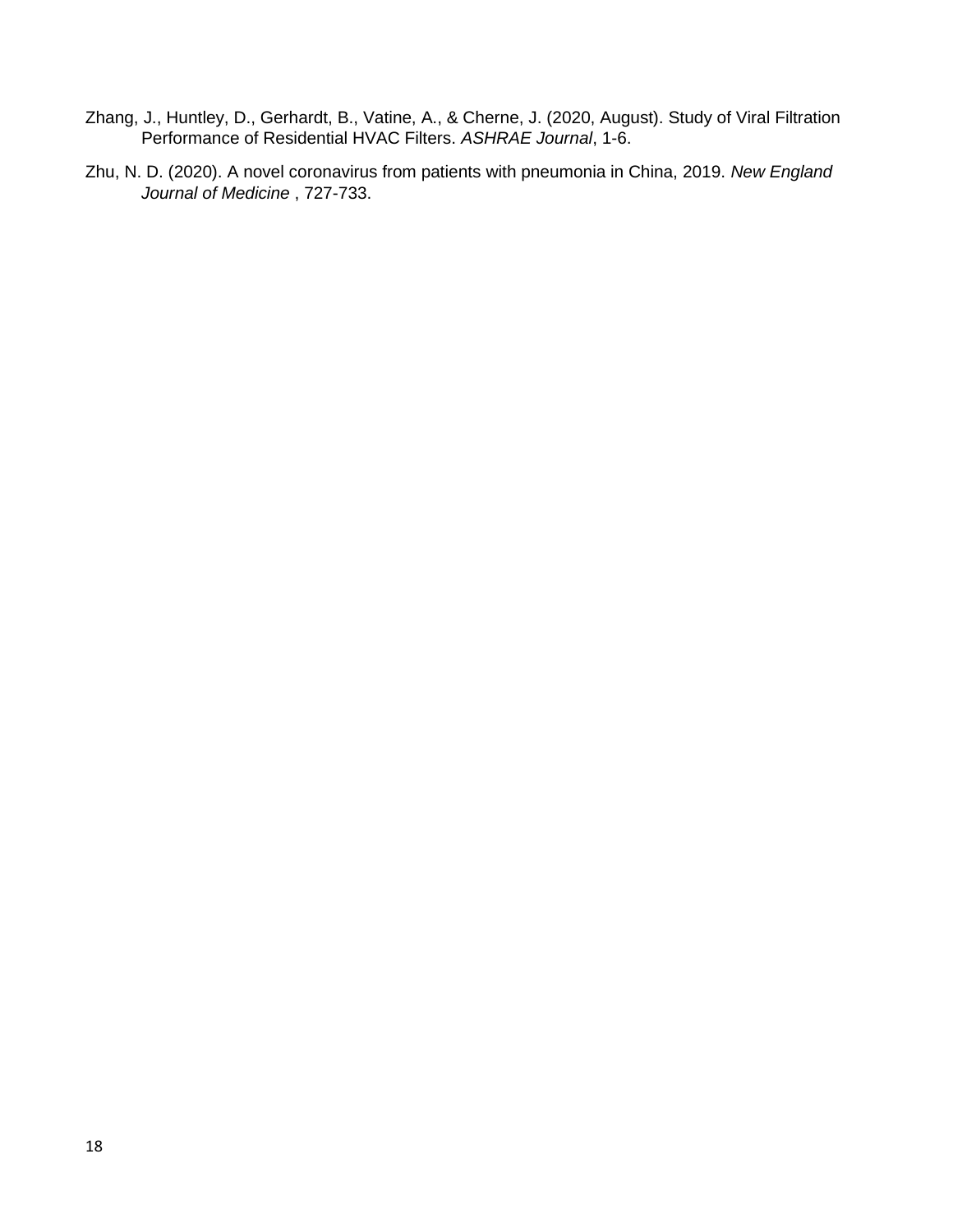Zhang, J., Huntley, D., Gerhardt, B., Vatine, A., & Cherne, J. (2020, August). Study of Viral Filtration Performance of Residential HVAC Filters. *ASHRAE Journal*, 1-6.

Zhu, N. D. (2020). A novel coronavirus from patients with pneumonia in China, 2019. *New England Journal of Medicine* , 727-733.